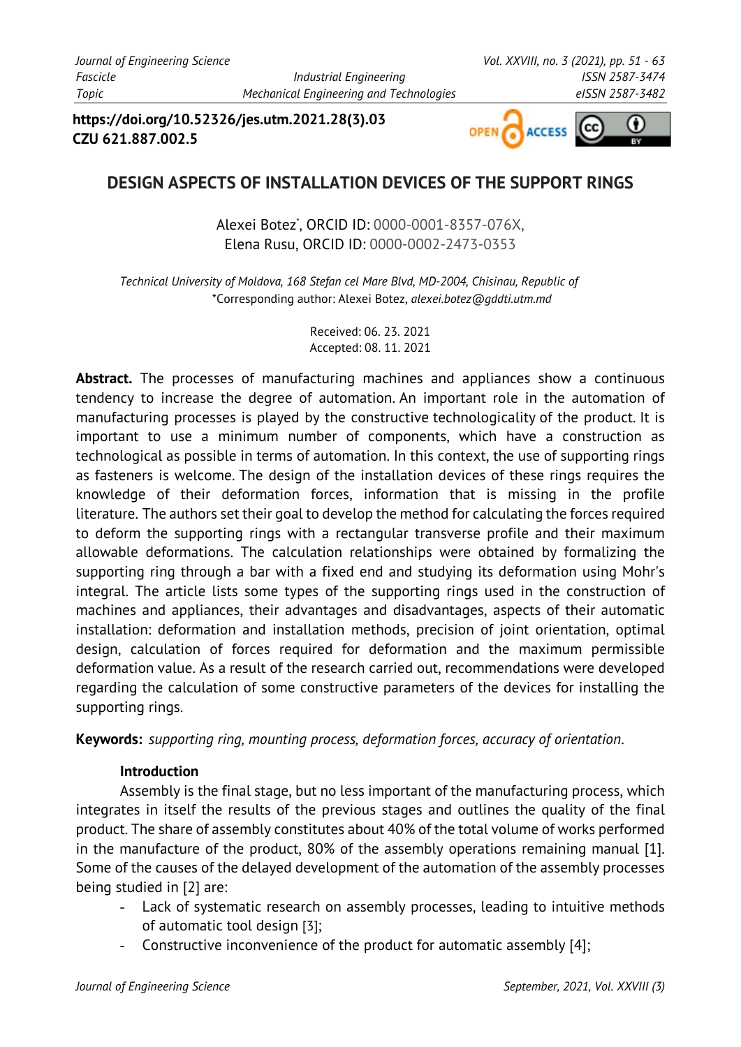https://doi.org/10.52326/jes.utm.2021.28(3).03
CZU 621.887.002.5

# DESIGN ASPECTS OF INSTALLATION DEVICES OF THE SUPPORT RINGS

Alexei Botez*, ORCID ID: 0000-0001-8357-076X,
Elena Rusu, ORCID ID: 0000-0002-2473-0353

*Technical University of Moldova, 168 Stefan cel Mare Blvd, MD-2004, Chisinau, Republic of*
*Corresponding author: Alexei Botez, *alexei.botez@gddti.utm.md*

Received: 06. 23. 2021
Accepted: 08. 11. 2021

**Abstract.** The processes of manufacturing machines and appliances show a continuous tendency to increase the degree of automation. An important role in the automation of manufacturing processes is played by the constructive technologicality of the product. It is important to use a minimum number of components, which have a construction as technological as possible in terms of automation. In this context, the use of supporting rings as fasteners is welcome. The design of the installation devices of these rings requires the knowledge of their deformation forces, information that is missing in the profile literature. The authors set their goal to develop the method for calculating the forces required to deform the supporting rings with a rectangular transverse profile and their maximum allowable deformations. The calculation relationships were obtained by formalizing the supporting ring through a bar with a fixed end and studying its deformation using Mohr's integral. The article lists some types of the supporting rings used in the construction of machines and appliances, their advantages and disadvantages, aspects of their automatic installation: deformation and installation methods, precision of joint orientation, optimal design, calculation of forces required for deformation and the maximum permissible deformation value. As a result of the research carried out, recommendations were developed regarding the calculation of some constructive parameters of the devices for installing the supporting rings.

**Keywords:** *supporting ring, mounting process, deformation forces, accuracy of orientation*.

## Introduction

Assembly is the final stage, but no less important of the manufacturing process, which integrates in itself the results of the previous stages and outlines the quality of the final product. The share of assembly constitutes about 40% of the total volume of works performed in the manufacture of the product, 80% of the assembly operations remaining manual [1]. Some of the causes of the delayed development of the automation of the assembly processes being studied in [2] are:

- Lack of systematic research on assembly processes, leading to intuitive methods of automatic tool design [3];
- Constructive inconvenience of the product for automatic assembly [4];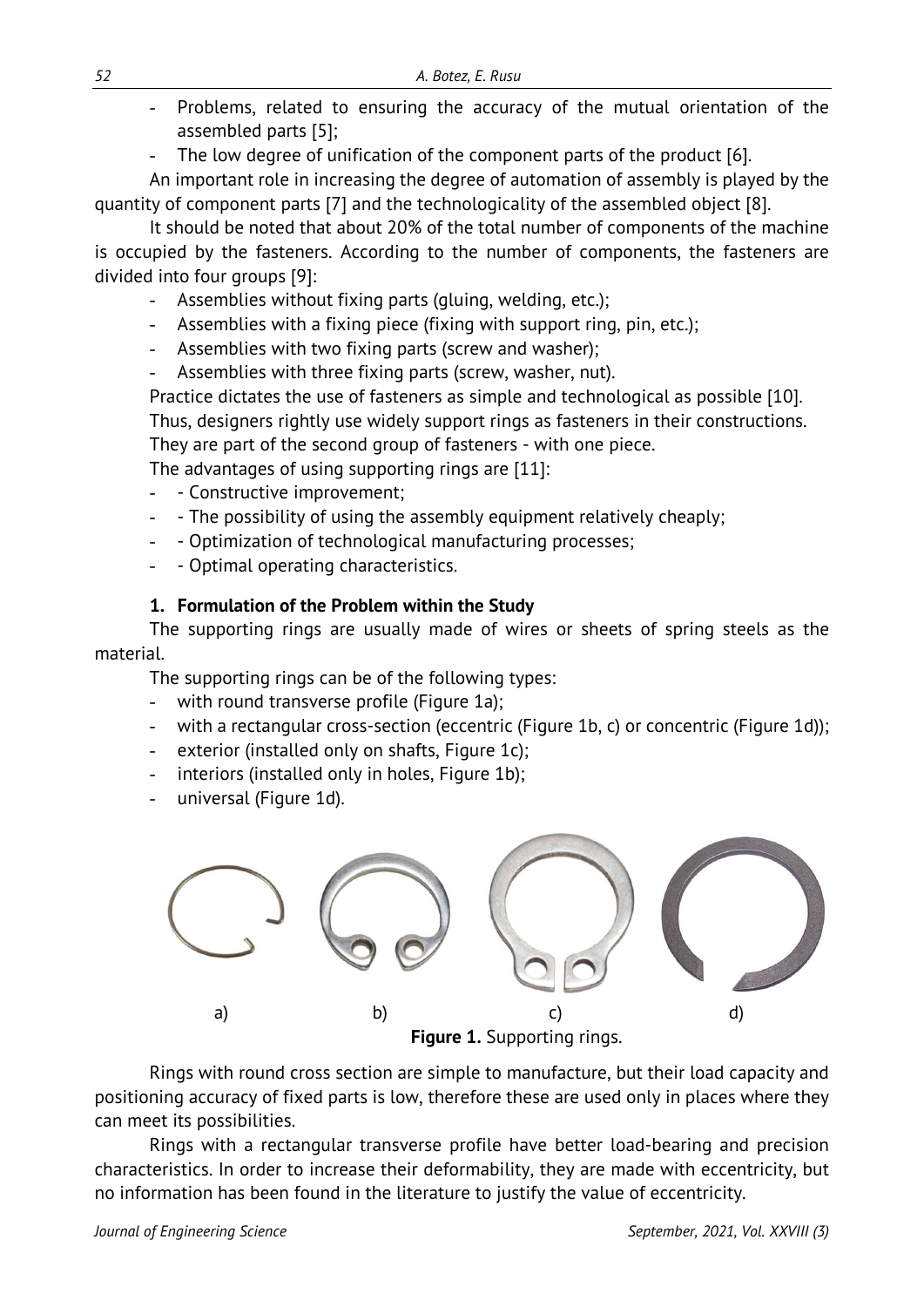- Problems, related to ensuring the accuracy of the mutual orientation of the assembled parts [5];
- The low degree of unification of the component parts of the product [6].

An important role in increasing the degree of automation of assembly is played by the quantity of component parts [7] and the technologicality of the assembled object [8].

It should be noted that about 20% of the total number of components of the machine is occupied by the fasteners. According to the number of components, the fasteners are divided into four groups [9]:

- Assemblies without fixing parts (gluing, welding, etc.);
- Assemblies with a fixing piece (fixing with support ring, pin, etc.);
- Assemblies with two fixing parts (screw and washer);
- Assemblies with three fixing parts (screw, washer, nut).

Practice dictates the use of fasteners as simple and technological as possible [10].

Thus, designers rightly use widely support rings as fasteners in their constructions.

They are part of the second group of fasteners - with one piece.

The advantages of using supporting rings are [11]:

- - Constructive improvement;
- - The possibility of using the assembly equipment relatively cheaply;
- - Optimization of technological manufacturing processes;
- - Optimal operating characteristics.

## 1. Formulation of the Problem within the Study

The supporting rings are usually made of wires or sheets of spring steels as the material.

The supporting rings can be of the following types:

- with round transverse profile (Figure 1a);
- with a rectangular cross-section (eccentric (Figure 1b, c) or concentric (Figure 1d));
- exterior (installed only on shafts, Figure 1c);
- interiors (installed only in holes, Figure 1b);
- universal (Figure 1d).

a) b) c) d)

**Figure 1.** Supporting rings.

Rings with round cross section are simple to manufacture, but their load capacity and positioning accuracy of fixed parts is low, therefore these are used only in places where they can meet its possibilities.

Rings with a rectangular transverse profile have better load-bearing and precision characteristics. In order to increase their deformability, they are made with eccentricity, but no information has been found in the literature to justify the value of eccentricity.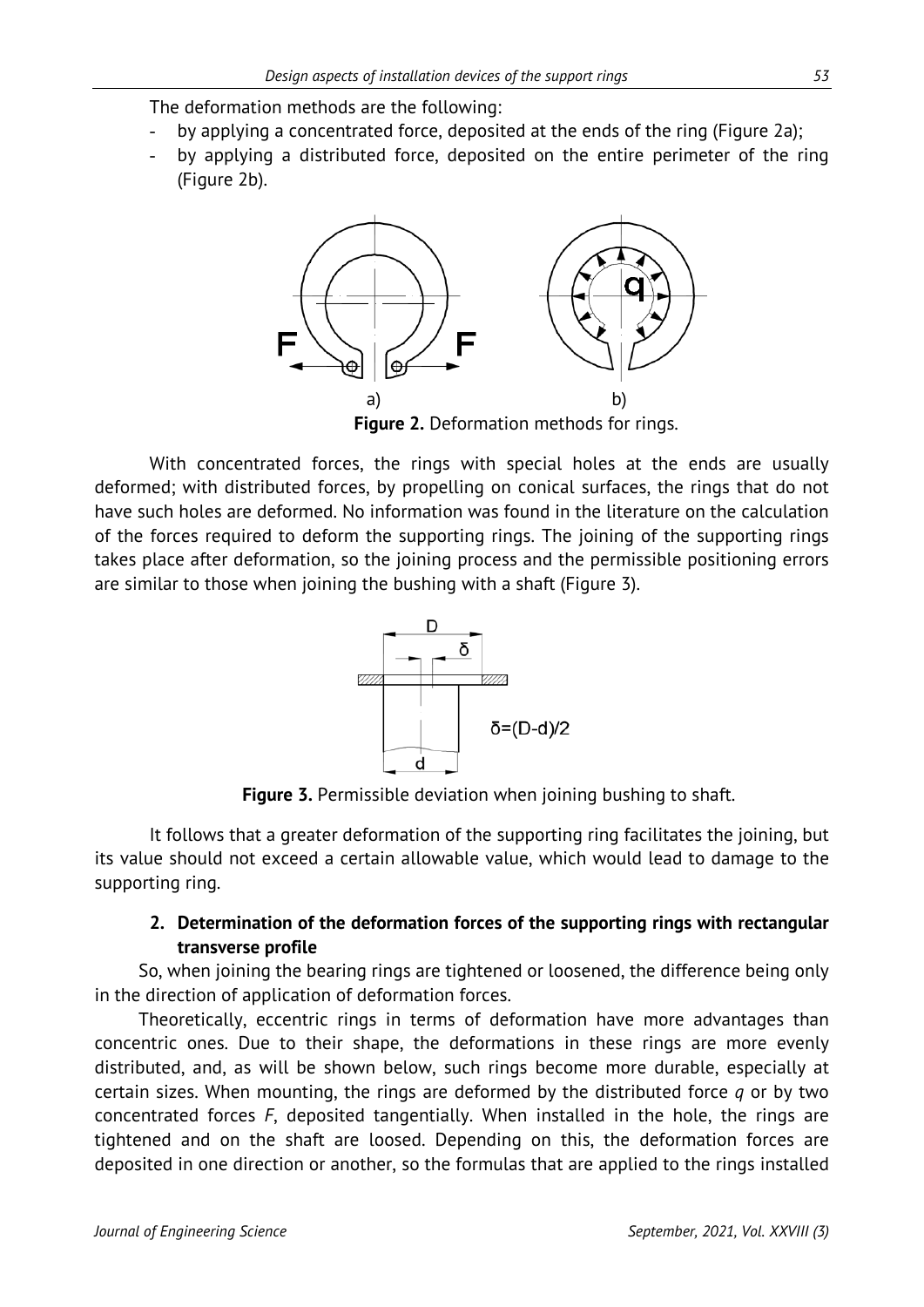The deformation methods are the following:

- by applying a concentrated force, deposited at the ends of the ring (Figure 2a);
- by applying a distributed force, deposited on the entire perimeter of the ring (Figure 2b).

**Figure 2.** Deformation methods for rings.

With concentrated forces, the rings with special holes at the ends are usually deformed; with distributed forces, by propelling on conical surfaces, the rings that do not have such holes are deformed. No information was found in the literature on the calculation of the forces required to deform the supporting rings. The joining of the supporting rings takes place after deformation, so the joining process and the permissible positioning errors are similar to those when joining the bushing with a shaft (Figure 3).

$$\delta=(D-d)/2$$

**Figure 3.** Permissible deviation when joining bushing to shaft.

It follows that a greater deformation of the supporting ring facilitates the joining, but its value should not exceed a certain allowable value, which would lead to damage to the supporting ring.

## 2. Determination of the deformation forces of the supporting rings with rectangular transverse profile

So, when joining the bearing rings are tightened or loosened, the difference being only in the direction of application of deformation forces.

Theoretically, eccentric rings in terms of deformation have more advantages than concentric ones. Due to their shape, the deformations in these rings are more evenly distributed, and, as will be shown below, such rings become more durable, especially at certain sizes. When mounting, the rings are deformed by the distributed force $q$ or by two concentrated forces $F$, deposited tangentially. When installed in the hole, the rings are tightened and on the shaft are loosed. Depending on this, the deformation forces are deposited in one direction or another, so the formulas that are applied to the rings installed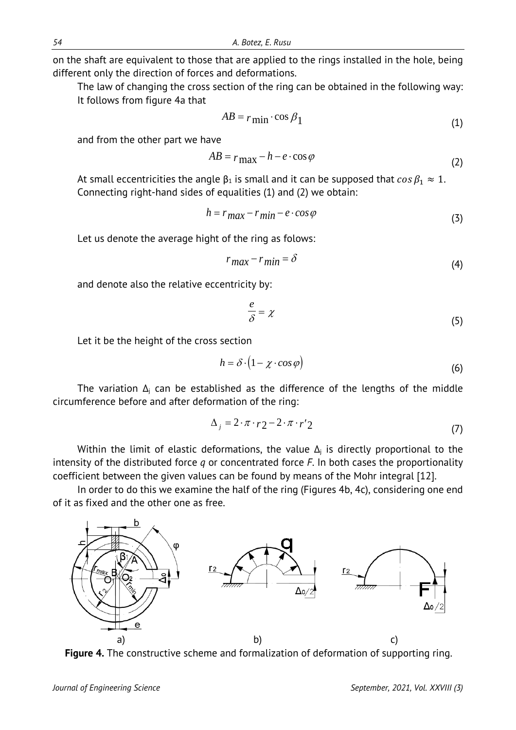on the shaft are equivalent to those that are applied to the rings installed in the hole, being different only the direction of forces and deformations.

The law of changing the cross section of the ring can be obtained in the following way: It follows from figure 4a that

$$AB = r_{\min} \cdot \cos \beta_1 \tag{1}$$

and from the other part we have

$$AB = r_{\max} - h - e \cdot \cos \varphi \tag{2}$$

At small eccentricities the angle $\beta_1$ is small and it can be supposed that $\cos \beta_1 \approx 1$. Connecting right-hand sides of equalities (1) and (2) we obtain:

$$h = r_{max} - r_{min} - e \cdot \cos \varphi \tag{3}$$

Let us denote the average hight of the ring as folows:

$$r_{max} - r_{min} = \delta \tag{4}$$

and denote also the relative eccentricity by:

$$\frac{e}{\delta} = \chi \tag{5}$$

Let it be the height of the cross section

$$h = \delta \cdot (1 - \chi \cdot \cos \varphi) \tag{6}$$

The variation $\Delta_j$ can be established as the difference of the lengths of the middle circumference before and after deformation of the ring:

$$\Delta_j = 2 \cdot \pi \cdot r_2 - 2 \cdot \pi \cdot r'_2 \tag{7}$$

Within the limit of elastic deformations, the value $\Delta_j$ is directly proportional to the intensity of the distributed force *q* or concentrated force *F*. In both cases the proportionality coefficient between the given values can be found by means of the Mohr integral [12].

In order to do this we examine the half of the ring (Figures 4b, 4c), considering one end of it as fixed and the other one as free.

**Figure 4.** The constructive scheme and formalization of deformation of supporting ring.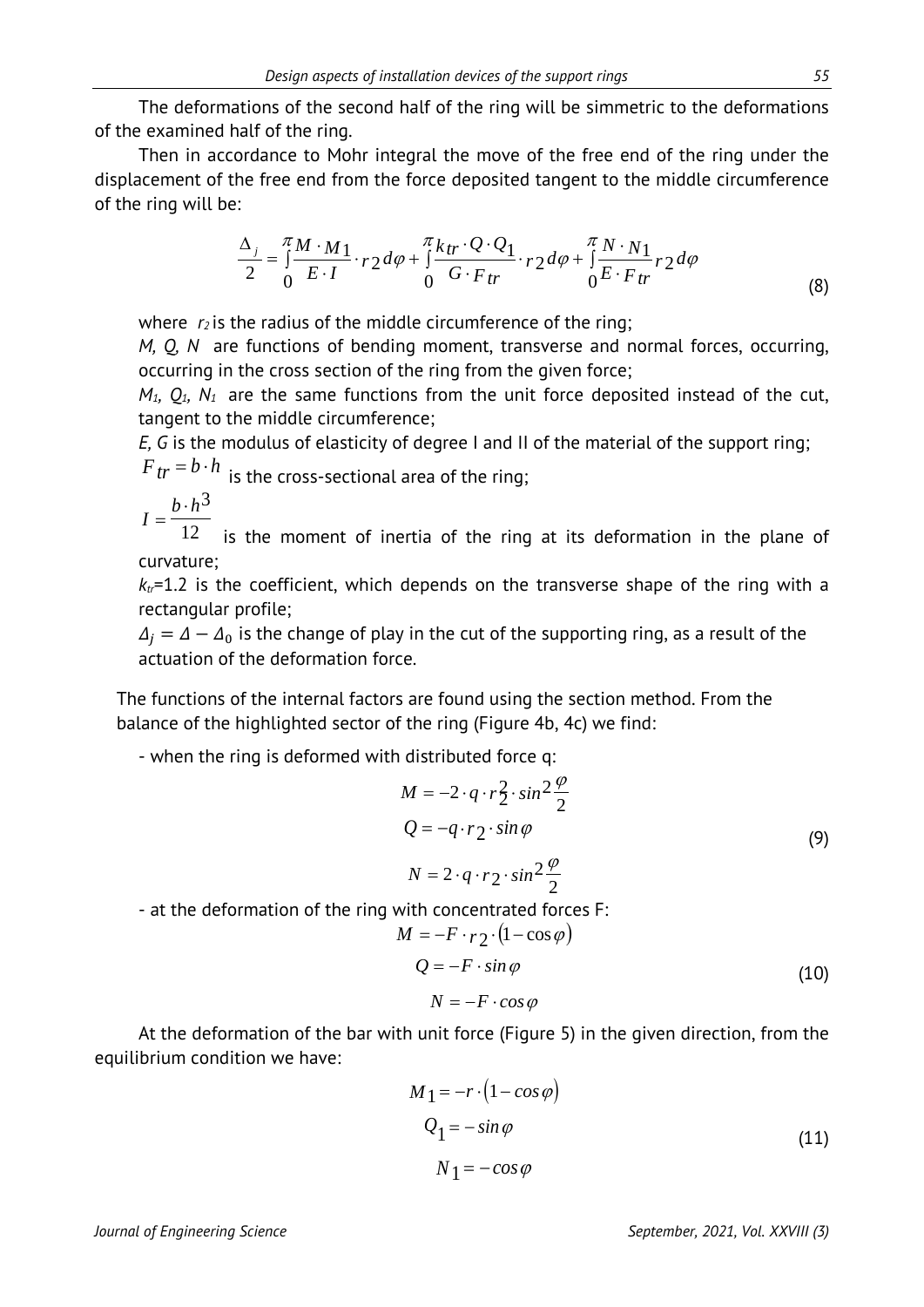The deformations of the second half of the ring will be simmetric to the deformations of the examined half of the ring.

Then in accordance to Mohr integral the move of the free end of the ring under the displacement of the free end from the force deposited tangent to the middle circumference of the ring will be:

$$\frac{\Delta_j}{2} = \int_0^{\pi} \frac{M \cdot M_1}{E \cdot I} \cdot r_2 \, d\varphi + \int_0^{\pi} \frac{k_{tr} \cdot Q \cdot Q_1}{G \cdot F_{tr}} \cdot r_2 \, d\varphi + \int_0^{\pi} \frac{N \cdot N_1}{E \cdot F_{tr}} r_2 \, d\varphi \tag{8}$$

where $r_2$ is the radius of the middle circumference of the ring;

$M$, $Q$, $N$ are functions of bending moment, transverse and normal forces, occurring, occurring in the cross section of the ring from the given force;

$M_1$, $Q_1$, $N_1$ are the same functions from the unit force deposited instead of the cut, tangent to the middle circumference;

$E$, $G$ is the modulus of elasticity of degree I and II of the material of the support ring;

$F_{tr} = b \cdot h$ is the cross-sectional area of the ring;

$I = \frac{b \cdot h^3}{12}$ is the moment of inertia of the ring at its deformation in the plane of curvature;

$k_{tr}$=1.2 is the coefficient, which depends on the transverse shape of the ring with a rectangular profile;

$\Delta_j = \Delta - \Delta_0$ is the change of play in the cut of the supporting ring, as a result of the actuation of the deformation force.

The functions of the internal factors are found using the section method. From the balance of the highlighted sector of the ring (Figure 4b, 4c) we find:

- when the ring is deformed with distributed force q:

$$\begin{aligned} M &= -2 \cdot q \cdot r_2^2 \cdot \sin^2\frac{\varphi}{2} \\ Q &= -q \cdot r_2 \cdot \sin\varphi \\ N &= 2 \cdot q \cdot r_2 \cdot \sin^2\frac{\varphi}{2} \end{aligned} \tag{9}$$

- at the deformation of the ring with concentrated forces F:

$$\begin{aligned} M &= -F \cdot r_2 \cdot (1 - \cos\varphi) \\ Q &= -F \cdot \sin\varphi \\ N &= -F \cdot \cos\varphi \end{aligned} \tag{10}$$

At the deformation of the bar with unit force (Figure 5) in the given direction, from the equilibrium condition we have:

$$\begin{aligned} M_1 &= -r \cdot (1 - \cos\varphi) \\ Q_1 &= -\sin\varphi \\ N_1 &= -\cos\varphi \end{aligned} \tag{11}$$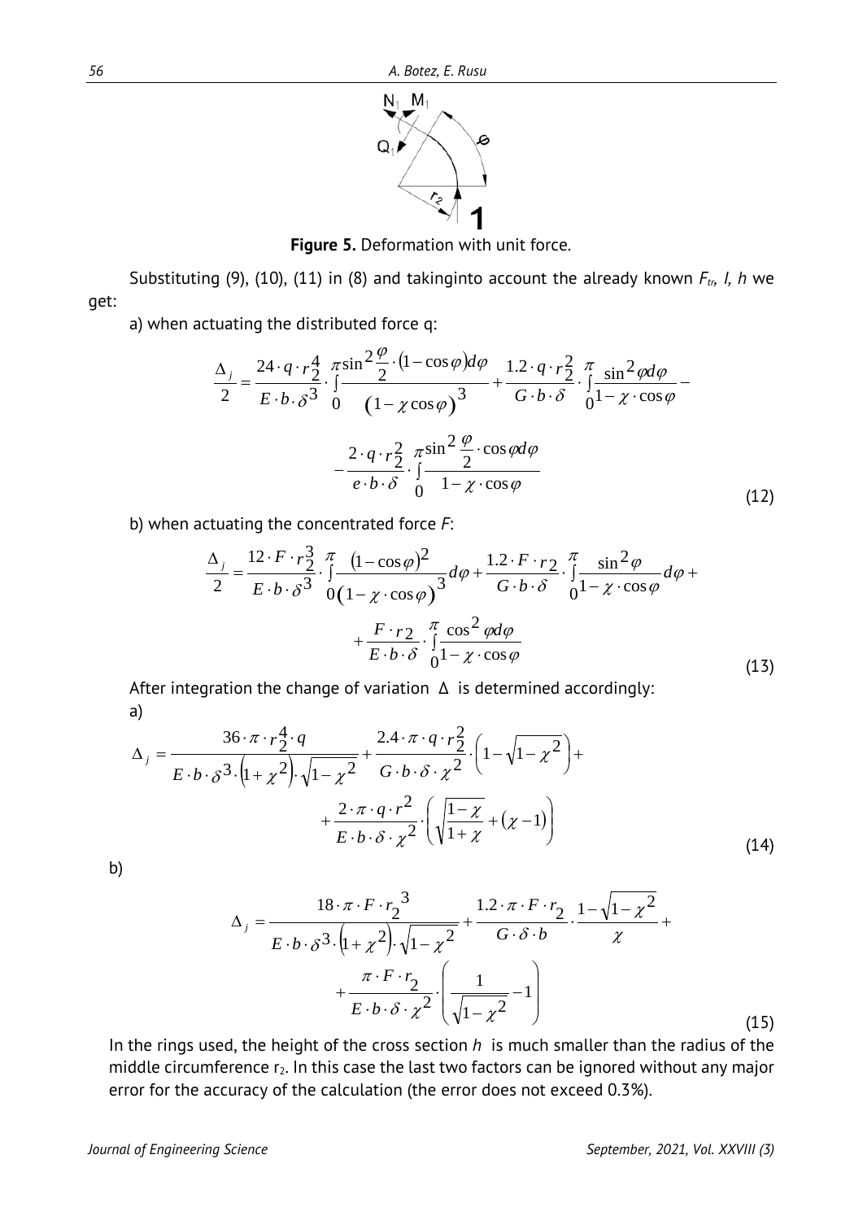**Figure 5.** Deformation with unit force.

Substituting (9), (10), (11) in (8) and takinginto account the already known $F_{tr}$, $l$, $h$ we get:

a) when actuating the distributed force q:

$$\frac{\Delta_j}{2}=\frac{24\cdot q\cdot r_2^4}{E\cdot b\cdot\delta^3}\cdot\int_0^{\pi}\frac{\sin^2\frac{\varphi}{2}\cdot(1-\cos\varphi)d\varphi}{(1-\chi\cos\varphi)^3}+\frac{1.2\cdot q\cdot r_2^2}{G\cdot b\cdot\delta}\cdot\int_0^{\pi}\frac{\sin^2\varphi d\varphi}{1-\chi\cdot\cos\varphi}-$$
$$-\frac{2\cdot q\cdot r_2^2}{e\cdot b\cdot\delta}\cdot\int_0^{\pi}\frac{\sin^2\frac{\varphi}{2}\cdot\cos\varphi d\varphi}{1-\chi\cdot\cos\varphi} \tag{12}$$

b) when actuating the concentrated force $F$:

$$\frac{\Delta_j}{2}=\frac{12\cdot F\cdot r_2^3}{E\cdot b\cdot\delta^3}\cdot\int_0^{\pi}\frac{(1-\cos\varphi)^2}{(1-\chi\cdot\cos\varphi)^3}d\varphi+\frac{1.2\cdot F\cdot r_2}{G\cdot b\cdot\delta}\cdot\int_0^{\pi}\frac{\sin^2\varphi}{1-\chi\cdot\cos\varphi}d\varphi+$$
$$+\frac{F\cdot r_2}{E\cdot b\cdot\delta}\cdot\int_0^{\pi}\frac{\cos^2\varphi d\varphi}{1-\chi\cdot\cos\varphi} \tag{13}$$

After integration the change of variation $\Delta$ is determined accordingly:

a)

$$\Delta_j=\frac{36\cdot\pi\cdot r_2^4\cdot q}{E\cdot b\cdot\delta^3\cdot\left(1+\chi^2\right)\cdot\sqrt{1-\chi^2}}+\frac{2.4\cdot\pi\cdot q\cdot r_2^2}{G\cdot b\cdot\delta\cdot\chi^2}\cdot\left(1-\sqrt{1-\chi^2}\right)+$$
$$+\frac{2\cdot\pi\cdot q\cdot r^2}{E\cdot b\cdot\delta\cdot\chi^2}\cdot\left(\sqrt{\frac{1-\chi}{1+\chi}}+(\chi-1)\right) \tag{14}$$

b)

$$\Delta_j=\frac{18\cdot\pi\cdot F\cdot r_2^{\,3}}{E\cdot b\cdot\delta^3\cdot\left(1+\chi^2\right)\cdot\sqrt{1-\chi^2}}+\frac{1.2\cdot\pi\cdot F\cdot r_2}{G\cdot\delta\cdot b}\cdot\frac{1-\sqrt{1-\chi^2}}{\chi}+$$
$$+\frac{\pi\cdot F\cdot r_2}{E\cdot b\cdot\delta\cdot\chi^2}\cdot\left(\frac{1}{\sqrt{1-\chi^2}}-1\right) \tag{15}$$

In the rings used, the height of the cross section $h$ is much smaller than the radius of the middle circumference $r_2$. In this case the last two factors can be ignored without any major error for the accuracy of the calculation (the error does not exceed 0.3%).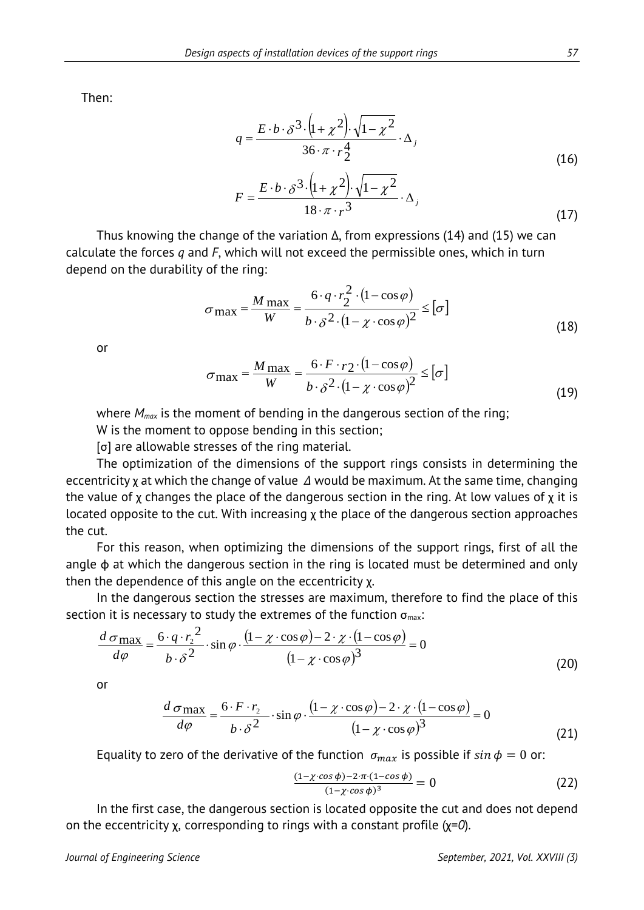Then:

$$q = \frac{E \cdot b \cdot \delta^3 \cdot \left(1+\chi^2\right) \cdot \sqrt{1-\chi^2}}{36 \cdot \pi \cdot r_2^4} \cdot \Delta_j \tag{16}$$

$$F = \frac{E \cdot b \cdot \delta^3 \cdot \left(1+\chi^2\right) \cdot \sqrt{1-\chi^2}}{18 \cdot \pi \cdot r^3} \cdot \Delta_j \tag{17}$$

Thus knowing the change of the variation Δ, from expressions (14) and (15) we can calculate the forces *q* and *F*, which will not exceed the permissible ones, which in turn depend on the durability of the ring:

$$\sigma_{\max} = \frac{M_{\max}}{W} = \frac{6 \cdot q \cdot r_2^2 \cdot (1-\cos\varphi)}{b \cdot \delta^2 \cdot (1-\chi \cdot \cos\varphi)^2} \leq [\sigma] \tag{18}$$

or

$$\sigma_{\max} = \frac{M_{\max}}{W} = \frac{6 \cdot F \cdot r_2 \cdot (1-\cos\varphi)}{b \cdot \delta^2 \cdot (1-\chi \cdot \cos\varphi)^2} \leq [\sigma] \tag{19}$$

where $M_{max}$ is the moment of bending in the dangerous section of the ring;

W is the moment to oppose bending in this section;

[σ] are allowable stresses of the ring material.

The optimization of the dimensions of the support rings consists in determining the eccentricity χ at which the change of value *Δ* would be maximum. At the same time, changing the value of χ changes the place of the dangerous section in the ring. At low values of χ it is located opposite to the cut. With increasing χ the place of the dangerous section approaches the cut.

For this reason, when optimizing the dimensions of the support rings, first of all the angle ϕ at which the dangerous section in the ring is located must be determined and only then the dependence of this angle on the eccentricity χ.

In the dangerous section the stresses are maximum, therefore to find the place of this section it is necessary to study the extremes of the function $\sigma_{\max}$:

$$\frac{d\,\sigma_{\max}}{d\varphi} = \frac{6 \cdot q \cdot r_2^{\,2}}{b \cdot \delta^2} \cdot \sin\varphi \cdot \frac{(1-\chi \cdot \cos\varphi) - 2 \cdot \chi \cdot (1-\cos\varphi)}{(1-\chi \cdot \cos\varphi)^3} = 0 \tag{20}$$

or

$$\frac{d\,\sigma_{\max}}{d\varphi} = \frac{6 \cdot F \cdot r_2}{b \cdot \delta^2} \cdot \sin\varphi \cdot \frac{(1-\chi \cdot \cos\varphi) - 2 \cdot \chi \cdot (1-\cos\varphi)}{(1-\chi \cdot \cos\varphi)^3} = 0 \tag{21}$$

Equality to zero of the derivative of the function $\sigma_{max}$ is possible if $\sin\phi = 0$ or:

$$\frac{(1-\chi \cdot \cos\phi) - 2 \cdot \pi \cdot (1-\cos\phi)}{(1-\chi \cdot \cos\phi)^3} = 0 \tag{22}$$

In the first case, the dangerous section is located opposite the cut and does not depend on the eccentricity χ, corresponding to rings with a constant profile (χ=*0*).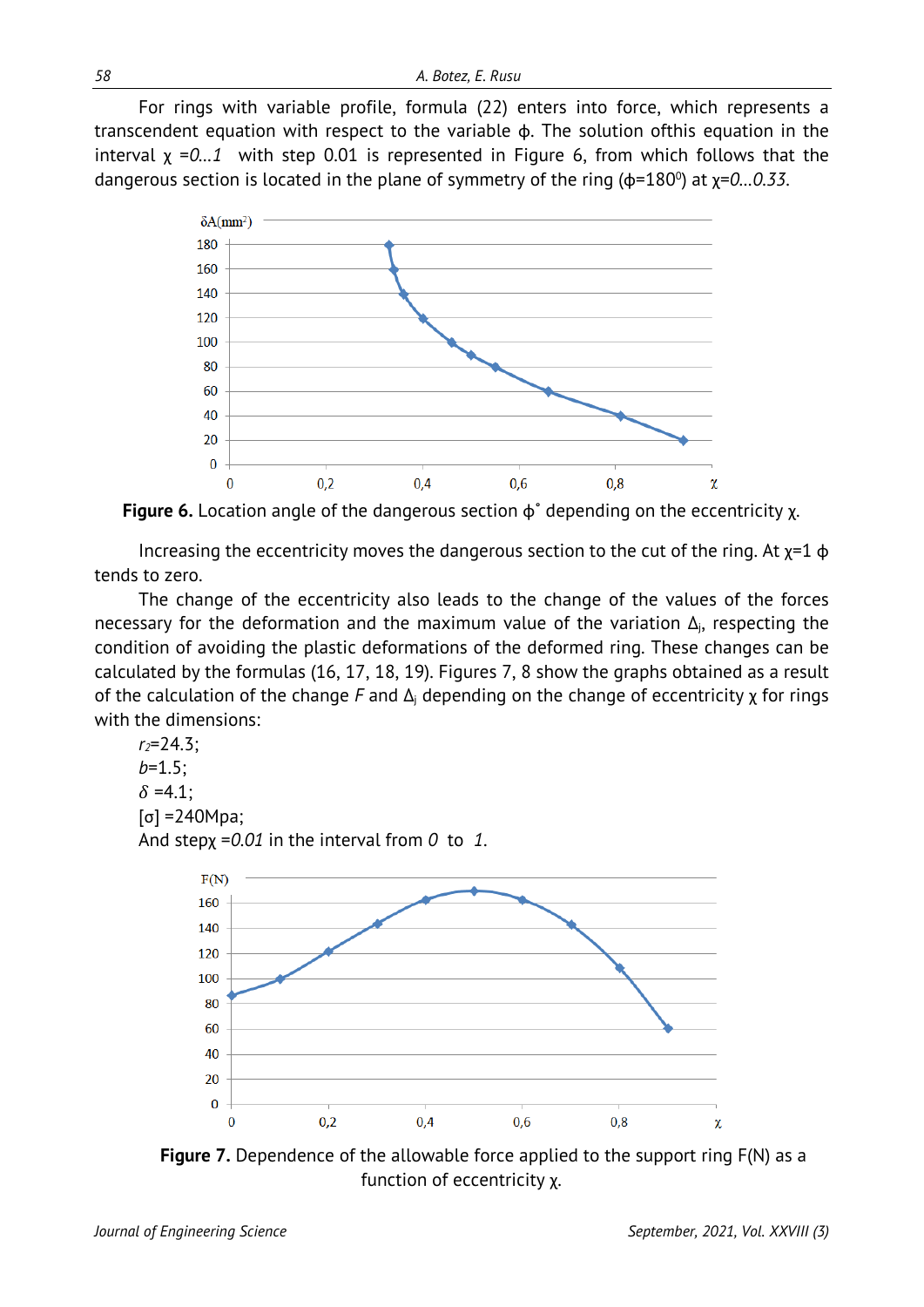For rings with variable profile, formula (22) enters into force, which represents a transcendent equation with respect to the variable $\phi$. The solution ofthis equation in the interval $\chi$ =*0...1* with step 0.01 is represented in Figure 6, from which follows that the dangerous section is located in the plane of symmetry of the ring ($\phi$=180$^0$) at $\chi$=*0...0.33*.

**Figure 6.** Location angle of the dangerous section $\phi^\circ$ depending on the eccentricity $\chi$.

Increasing the eccentricity moves the dangerous section to the cut of the ring. At $\chi$=1 $\phi$ tends to zero.

The change of the eccentricity also leads to the change of the values of the forces necessary for the deformation and the maximum value of the variation $\Delta_j$, respecting the condition of avoiding the plastic deformations of the deformed ring. These changes can be calculated by the formulas (16, 17, 18, 19). Figures 7, 8 show the graphs obtained as a result of the calculation of the change $F$ and $\Delta_j$ depending on the change of eccentricity $\chi$ for rings with the dimensions:

$r_2$=24.3;  
$b$=1.5;  
$\delta$ =4.1;  
[σ] =240Mpa;  
And step$\chi$ =*0.01* in the interval from *0* to *1*.

**Figure 7.** Dependence of the allowable force applied to the support ring F(N) as a function of eccentricity $\chi$.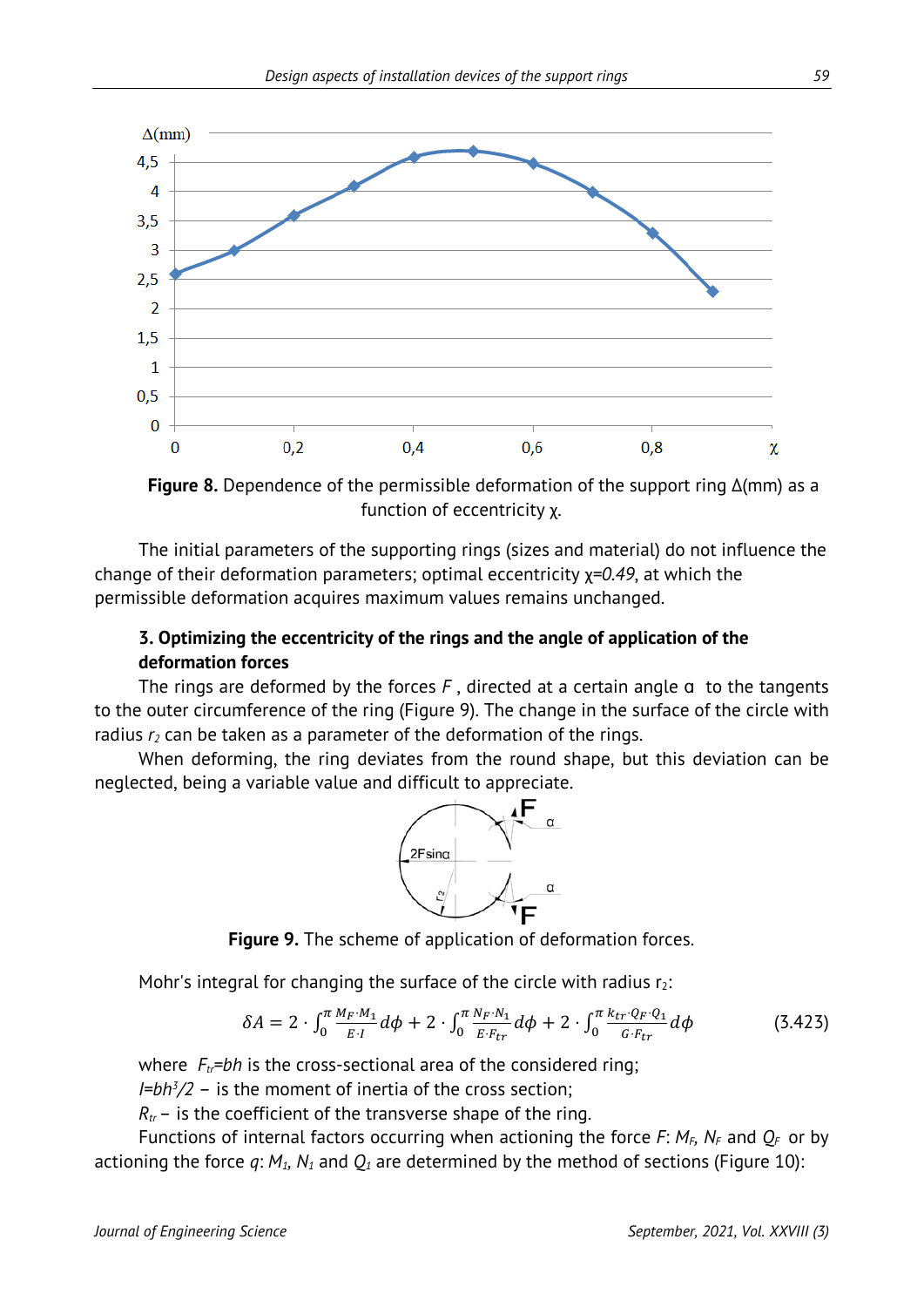**Figure 8.** Dependence of the permissible deformation of the support ring Δ(mm) as a function of eccentricity χ.

The initial parameters of the supporting rings (sizes and material) do not influence the change of their deformation parameters; optimal eccentricity χ=*0.49*, at which the permissible deformation acquires maximum values remains unchanged.

### 3. Optimizing the eccentricity of the rings and the angle of application of the deformation forces

The rings are deformed by the forces $F$, directed at a certain angle α to the tangents to the outer circumference of the ring (Figure 9). The change in the surface of the circle with radius $r_2$ can be taken as a parameter of the deformation of the rings.

When deforming, the ring deviates from the round shape, but this deviation can be neglected, being a variable value and difficult to appreciate.

**Figure 9.** The scheme of application of deformation forces.

Mohr's integral for changing the surface of the circle with radius $r_2$:

$$\delta A = 2 \cdot \int_0^{\pi} \frac{M_F \cdot M_1}{E \cdot I} d\phi + 2 \cdot \int_0^{\pi} \frac{N_F \cdot N_1}{E \cdot F_{tr}} d\phi + 2 \cdot \int_0^{\pi} \frac{k_{tr} \cdot Q_F \cdot Q_1}{G \cdot F_{tr}} d\phi \qquad (3.423)$$

where $F_{tr}=bh$ is the cross-sectional area of the considered ring;

$I=bh^3/2$ – is the moment of inertia of the cross section;

$R_{tr}$ – is the coefficient of the transverse shape of the ring.

Functions of internal factors occurring when actioning the force $F$: $M_F$, $N_F$ and $Q_F$ or by actioning the force $q$: $M_1$, $N_1$ and $Q_1$ are determined by the method of sections (Figure 10):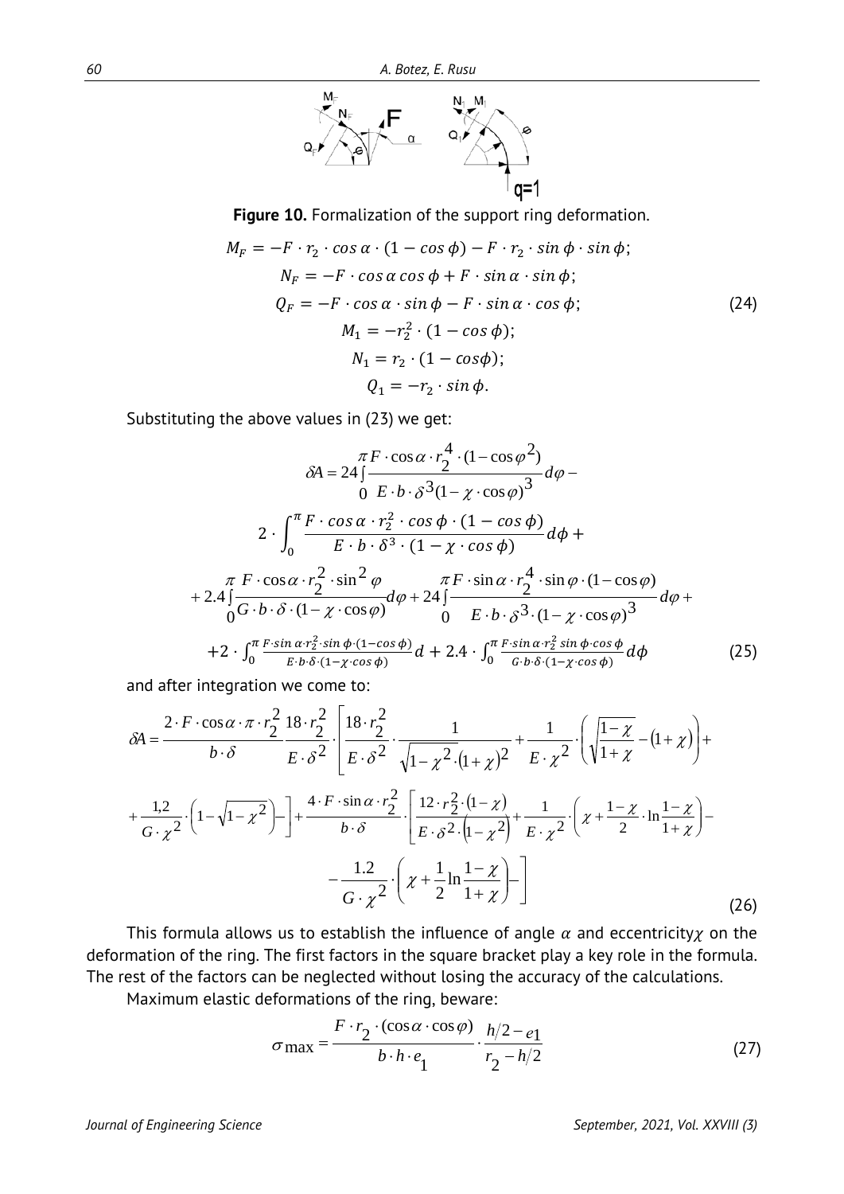**Figure 10.** Formalization of the support ring deformation.

$$
\begin{gathered}
M_F = -F \cdot r_2 \cdot \cos\alpha \cdot (1-\cos\phi) - F \cdot r_2 \cdot \sin\phi \cdot \sin\phi; \\
N_F = -F \cdot \cos\alpha \cos\phi + F \cdot \sin\alpha \cdot \sin\phi; \\
Q_F = -F \cdot \cos\alpha \cdot \sin\phi - F \cdot \sin\alpha \cdot \cos\phi; \\
M_1 = -r_2^2 \cdot (1-\cos\phi); \\
N_1 = r_2 \cdot (1-\cos\phi); \\
Q_1 = -r_2 \cdot \sin\phi.
\end{gathered}
\tag{24}
$$

Substituting the above values in (23) we get:

$$
\begin{gathered}
\delta A = 24\int_0^{\pi} \frac{F \cdot \cos\alpha \cdot r_2^4 \cdot (1-\cos\varphi^2)}{E \cdot b \cdot \delta^3 (1-\chi \cdot \cos\varphi)^3} d\varphi - \\
2 \cdot \int_0^{\pi} \frac{F \cdot \cos\alpha \cdot r_2^2 \cdot \cos\phi \cdot (1-\cos\phi)}{E \cdot b \cdot \delta^3 \cdot (1-\chi \cdot \cos\phi)} d\phi + \\
+ 2.4\int_0^{\pi} \frac{F \cdot \cos\alpha \cdot r_2^2 \cdot \sin^2\varphi}{G \cdot b \cdot \delta \cdot (1-\chi \cdot \cos\varphi)} d\varphi + 24\int_0^{\pi} \frac{F \cdot \sin\alpha \cdot r_2^4 \cdot \sin\varphi \cdot (1-\cos\varphi)}{E \cdot b \cdot \delta^3 \cdot (1-\chi \cdot \cos\varphi)^3} d\varphi + \\
+2 \cdot \int_0^{\pi} \frac{F \cdot \sin\alpha \cdot r_2^2 \cdot \sin\phi \cdot (1-\cos\phi)}{E \cdot b \cdot \delta \cdot (1-\chi \cdot \cos\phi)} d + 2.4 \cdot \int_0^{\pi} \frac{F \cdot \sin\alpha \cdot r_2^2 \sin\phi \cdot \cos\phi}{G \cdot b \cdot \delta \cdot (1-\chi \cdot \cos\phi)} d\phi
\end{gathered}
\tag{25}
$$

and after integration we come to:

$$
\begin{gathered}
\delta A = \frac{2 \cdot F \cdot \cos\alpha \cdot \pi \cdot r_2^2}{b \cdot \delta} \frac{18 \cdot r_2^2}{E \cdot \delta^2} \cdot \left[ \frac{18 \cdot r_2^2}{E \cdot \delta^2} \cdot \frac{1}{\sqrt{1-\chi^2} \cdot (1+\chi)^2} + \frac{1}{E \cdot \chi^2} \cdot \left( \sqrt{\frac{1-\chi}{1+\chi}} - (1+\chi) \right) + \right. \\
\left. + \frac{1{,}2}{G \cdot \chi^2} \cdot \left( 1 - \sqrt{1-\chi^2} \right) - \right] + \frac{4 \cdot F \cdot \sin\alpha \cdot r_2^2}{b \cdot \delta} \cdot \left[ \frac{12 \cdot r_2^2 \cdot (1-\chi)}{E \cdot \delta^2 \cdot \left(1-\chi^2\right)} + \frac{1}{E \cdot \chi^2} \cdot \left( \chi + \frac{1-\chi}{2} \cdot \ln\frac{1-\chi}{1+\chi} \right) - \right. \\
\left. - \frac{1.2}{G \cdot \chi^2} \cdot \left( \chi + \frac{1}{2} \ln\frac{1-\chi}{1+\chi} \right) - \right]
\end{gathered}
\tag{26}
$$

This formula allows us to establish the influence of angle $\alpha$ and eccentricity$\chi$ on the deformation of the ring. The first factors in the square bracket play a key role in the formula. The rest of the factors can be neglected without losing the accuracy of the calculations.

Maximum elastic deformations of the ring, beware:

$$
\sigma_{\max} = \frac{F \cdot r_2 \cdot (\cos\alpha \cdot \cos\varphi)}{b \cdot h \cdot e_1} \cdot \frac{h/2 - e_1}{r_2 - h/2}
\tag{27}
$$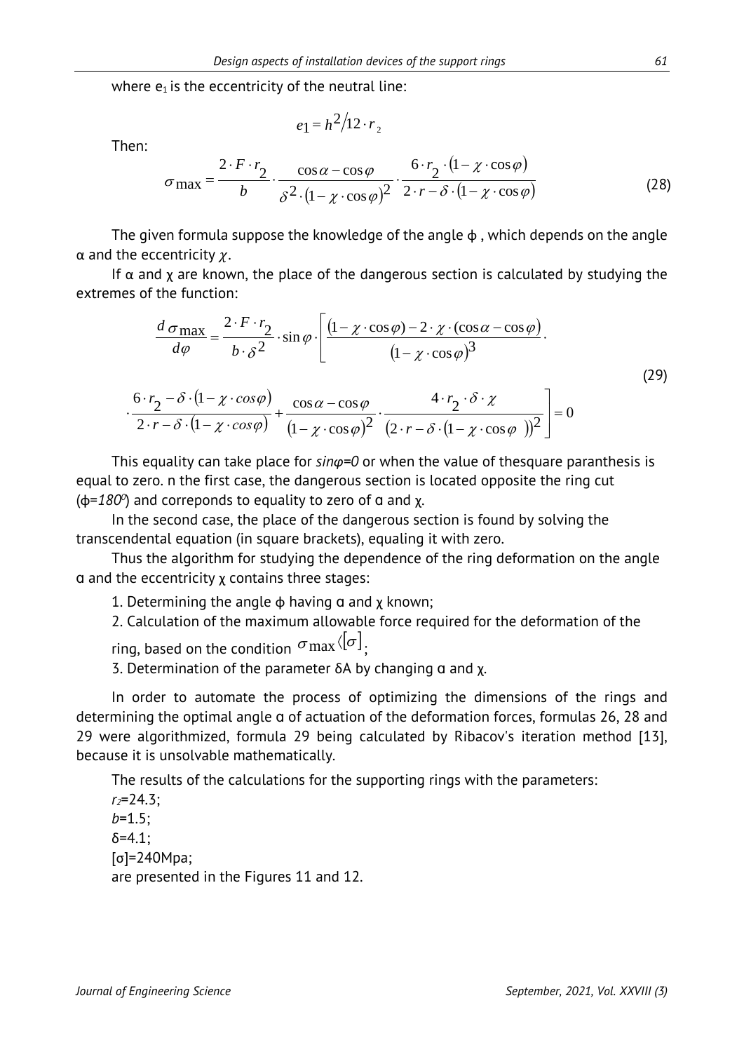where $e_1$ is the eccentricity of the neutral line:

$$e_1 = h^2 / 12 \cdot r_2$$

Then:

$$\sigma_{\max} = \frac{2 \cdot F \cdot r_2}{b} \cdot \frac{\cos\alpha - \cos\varphi}{\delta^2 \cdot (1 - \chi \cdot \cos\varphi)^2} \cdot \frac{6 \cdot r_2 \cdot (1 - \chi \cdot \cos\varphi)}{2 \cdot r - \delta \cdot (1 - \chi \cdot \cos\varphi)} \tag{28}$$

The given formula suppose the knowledge of the angle ϕ , which depends on the angle α and the eccentricity $\chi$.

If α and χ are known, the place of the dangerous section is calculated by studying the extremes of the function:

$$\frac{d\,\sigma_{\max}}{d\varphi} = \frac{2 \cdot F \cdot r_2}{b \cdot \delta^2} \cdot \sin\varphi \cdot \left[ \frac{(1 - \chi \cdot \cos\varphi) - 2 \cdot \chi \cdot (\cos\alpha - \cos\varphi)}{(1 - \chi \cdot \cos\varphi)^3} \cdot \right.$$

$$\left. \cdot \frac{6 \cdot r_2 - \delta \cdot (1 - \chi \cdot \cos\varphi)}{2 \cdot r - \delta \cdot (1 - \chi \cdot \cos\varphi)} + \frac{\cos\alpha - \cos\varphi}{(1 - \chi \cdot \cos\varphi)^2} \cdot \frac{4 \cdot r_2 \cdot \delta \cdot \chi}{(2 \cdot r - \delta \cdot (1 - \chi \cdot \cos\varphi))^2} \right] = 0 \tag{29}$$

This equality can take place for *sinφ=0* or when the value of thesquare paranthesis is equal to zero. n the first case, the dangerous section is located opposite the ring cut (ϕ=*180⁰*) and correponds to equality to zero of ɑ and χ.

In the second case, the place of the dangerous section is found by solving the transcendental equation (in square brackets), equaling it with zero.

Thus the algorithm for studying the dependence of the ring deformation on the angle ɑ and the eccentricity χ contains three stages:

1. Determining the angle ϕ having ɑ and χ known;
2. Calculation of the maximum allowable force required for the deformation of the ring, based on the condition $\sigma_{\max} \langle [\sigma]$;
3. Determination of the parameter δA by changing ɑ and χ.

In order to automate the process of optimizing the dimensions of the rings and determining the optimal angle ɑ of actuation of the deformation forces, formulas 26, 28 and 29 were algorithmized, formula 29 being calculated by Ribacov's iteration method [13], because it is unsolvable mathematically.

The results of the calculations for the supporting rings with the parameters:

$r_2$=24.3;
*b*=1.5;
δ=4.1;
[σ]=240Mpa;
are presented in the Figures 11 and 12.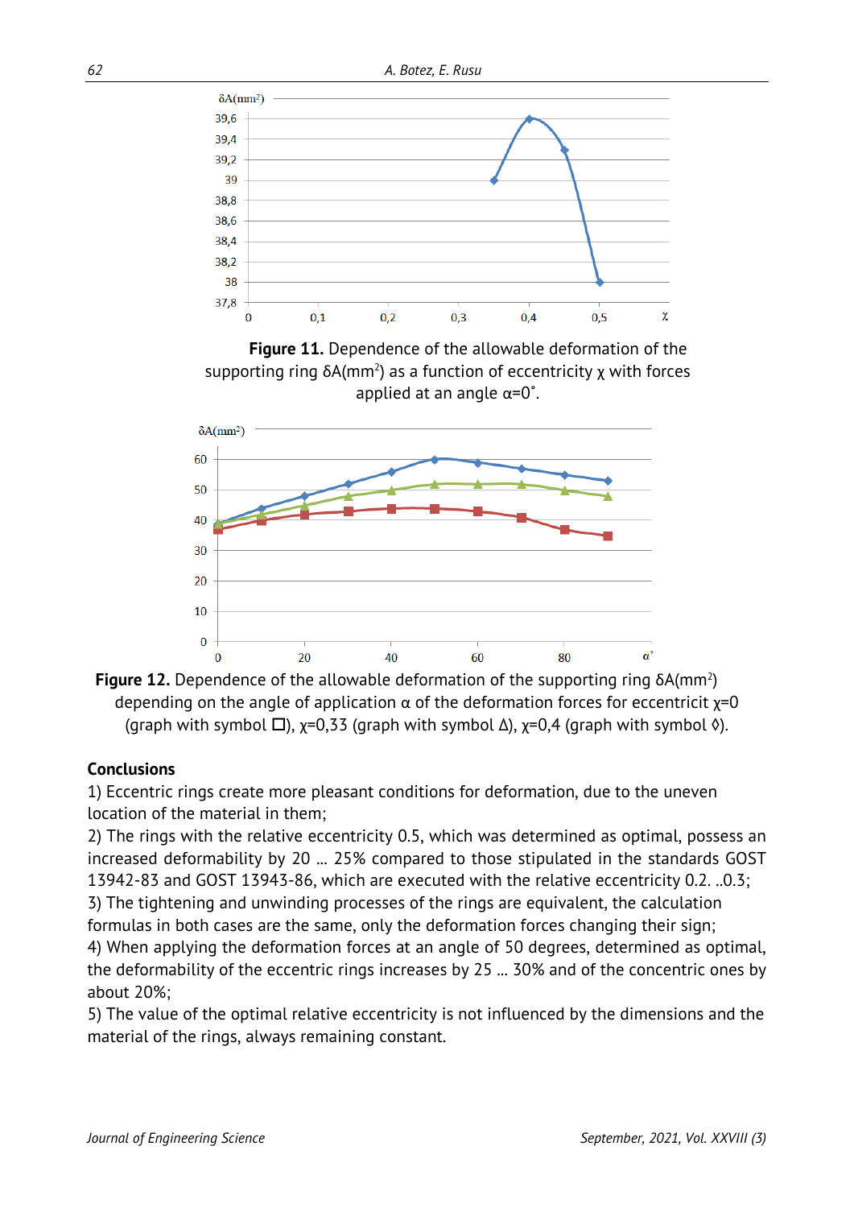**Figure 11.** Dependence of the allowable deformation of the supporting ring $\delta A$(mm$^2$) as a function of eccentricity $\chi$ with forces applied at an angle $\alpha$=0˚.

**Figure 12.** Dependence of the allowable deformation of the supporting ring $\delta A$(mm$^2$) depending on the angle of application $\alpha$ of the deformation forces for eccentricit $\chi$=0 (graph with symbol □), $\chi$=0,33 (graph with symbol Δ), $\chi$=0,4 (graph with symbol ◊).

**Conclusions**

1) Eccentric rings create more pleasant conditions for deformation, due to the uneven location of the material in them;

2) The rings with the relative eccentricity 0.5, which was determined as optimal, possess an increased deformability by 20 … 25% compared to those stipulated in the standards GOST 13942-83 and GOST 13943-86, which are executed with the relative eccentricity 0.2. ..0.3;

3) The tightening and unwinding processes of the rings are equivalent, the calculation formulas in both cases are the same, only the deformation forces changing their sign;

4) When applying the deformation forces at an angle of 50 degrees, determined as optimal, the deformability of the eccentric rings increases by 25 … 30% and of the concentric ones by about 20%;

5) The value of the optimal relative eccentricity is not influenced by the dimensions and the material of the rings, always remaining constant.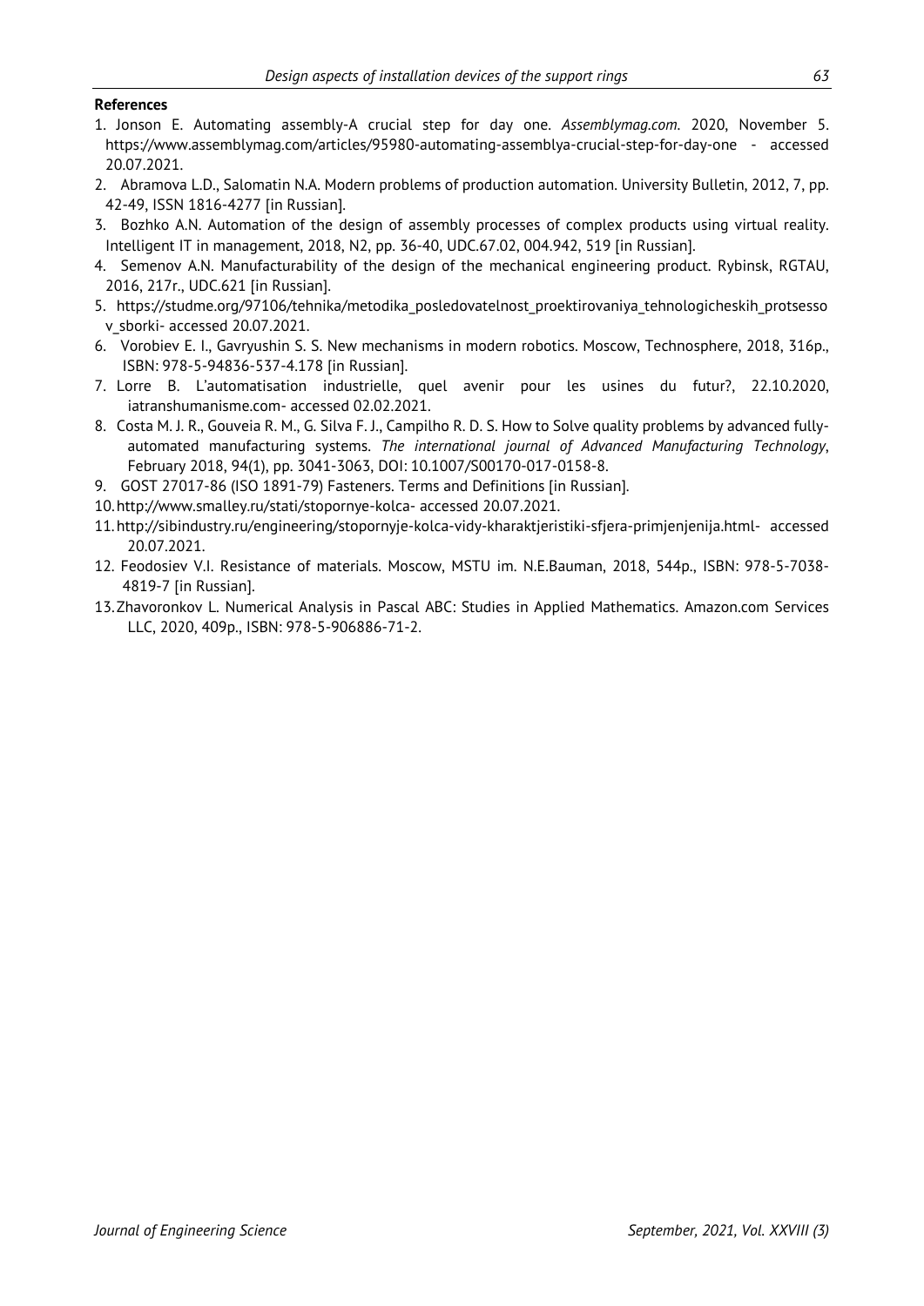**References**

1. Jonson E. Automating assembly-A crucial step for day one. *Assemblymag.com*. 2020, November 5. https://www.assemblymag.com/articles/95980-automating-assemblya-crucial-step-for-day-one - accessed 20.07.2021.
2. Abramova L.D., Salomatin N.A. Modern problems of production automation. University Bulletin, 2012, 7, pp. 42-49, ISSN 1816-4277 [in Russian].
3. Bozhko A.N. Automation of the design of assembly processes of complex products using virtual reality. Intelligent IT in management, 2018, N2, pp. 36-40, UDC.67.02, 004.942, 519 [in Russian].
4. Semenov A.N. Manufacturability of the design of the mechanical engineering product. Rybinsk, RGTAU, 2016, 217r., UDC.621 [in Russian].
5. https://studme.org/97106/tehnika/metodika_posledovatelnost_proektirovaniya_tehnologicheskih_protsessov_sborki- accessed 20.07.2021.
6. Vorobiev E. I., Gavryushin S. S. New mechanisms in modern robotics. Moscow, Technosphere, 2018, 316p., ISBN: 978-5-94836-537-4.178 [in Russian].
7. Lorre B. L'automatisation industrielle, quel avenir pour les usines du futur?, 22.10.2020, iatranshumanisme.com- accessed 02.02.2021.
8. Costa M. J. R., Gouveia R. M., G. Silva F. J., Campilho R. D. S. How to Solve quality problems by advanced fully-automated manufacturing systems. *The international journal of Advanced Manufacturing Technology*, February 2018, 94(1), pp. 3041-3063, DOI: 10.1007/S00170-017-0158-8.
9. GOST 27017-86 (ISO 1891-79) Fasteners. Terms and Definitions [in Russian].
10. http://www.smalley.ru/stati/stopornye-kolca- accessed 20.07.2021.
11. http://sibindustry.ru/engineering/stopornyje-kolca-vidy-kharaktjeristiki-sfjera-primjenjenija.html- accessed 20.07.2021.
12. Feodosiev V.I. Resistance of materials. Moscow, MSTU im. N.E.Bauman, 2018, 544p., ISBN: 978-5-7038-4819-7 [in Russian].
13. Zhavoronkov L. Numerical Analysis in Pascal ABC: Studies in Applied Mathematics. Amazon.com Services LLC, 2020, 409p., ISBN: 978-5-906886-71-2.